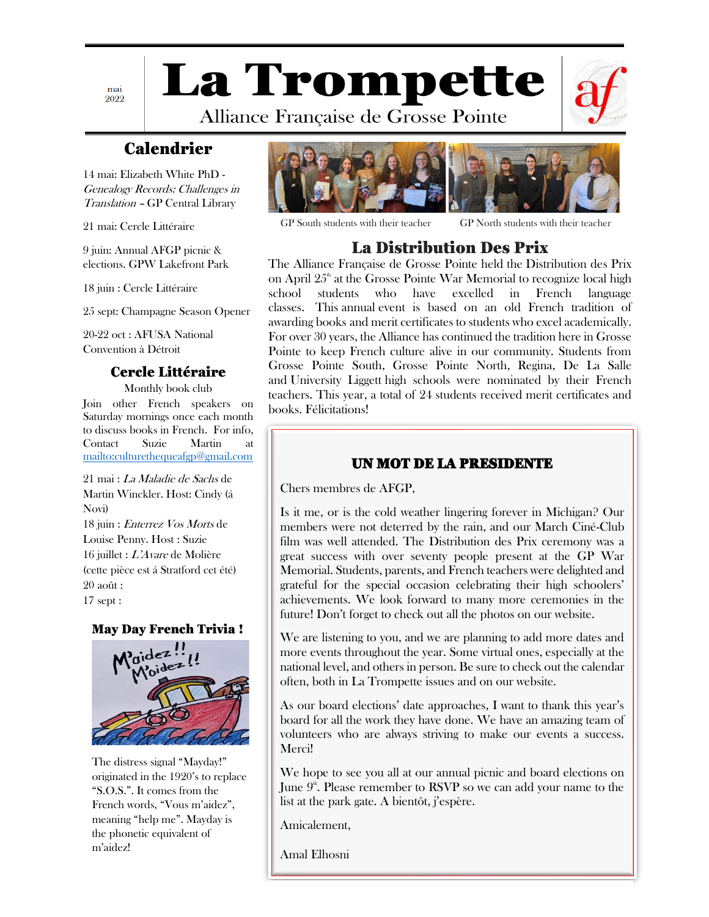mai 2022

# La Trompette

Alliance Française de Grosse Pointe

## Calendrier

14 mai: Elizabeth White PhD - *Genealogy Records: Challenges in Translation* – GP Central Library

21 mai: Cercle Littéraire

9 juin: Annual AFGP picnic & elections. GPW Lakefront Park

18 juin : Cercle Littéraire

25 sept: Champagne Season Opener

20-22 oct : AFUSA National Convention à Détroit

## Cercle Littéraire

Monthly book club

Join other French speakers on Saturday mornings once each month to discuss books in French. For info, Contact Suzie Martin at mailto:culturethequeafgp@gmail.com

21 mai : *La Maladie de Sachs* de Martin Winckler. Host: Cindy (á Novi)
18 juin : *Enterrez Vos Morts* de Louise Penny. Host : Suzie
16 juillet : *L'Avare* de Molière (cette pièce est á Stratford cet été)
20 août :
17 sept :

## May Day French Trivia !

The distress signal "Mayday!" originated in the 1920's to replace "S.O.S.". It comes from the French words, "Vous m'aidez", meaning "help me". Mayday is the phonetic equivalent of m'aidez!

GP South students with their teacher

GP North students with their teacher

## La Distribution Des Prix

The Alliance Française de Grosse Pointe held the Distribution des Prix on April 25th at the Grosse Pointe War Memorial to recognize local high school students who have excelled in French language classes. This annual event is based on an old French tradition of awarding books and merit certificates to students who excel academically. For over 30 years, the Alliance has continued the tradition here in Grosse Pointe to keep French culture alive in our community. Students from Grosse Pointe South, Grosse Pointe North, Regina, De La Salle and University Liggett high schools were nominated by their French teachers. This year, a total of 24 students received merit certificates and books. Félicitations!

## UN MOT DE LA PRESIDENTE

Chers membres de AFGP,

Is it me, or is the cold weather lingering forever in Michigan? Our members were not deterred by the rain, and our March Ciné-Club film was well attended. The Distribution des Prix ceremony was a great success with over seventy people present at the GP War Memorial. Students, parents, and French teachers were delighted and grateful for the special occasion celebrating their high schoolers' achievements. We look forward to many more ceremonies in the future! Don't forget to check out all the photos on our website.

We are listening to you, and we are planning to add more dates and more events throughout the year. Some virtual ones, especially at the national level, and others in person. Be sure to check out the calendar often, both in La Trompette issues and on our website.

As our board elections' date approaches, I want to thank this year's board for all the work they have done. We have an amazing team of volunteers who are always striving to make our events a success. Merci!

We hope to see you all at our annual picnic and board elections on June 9th. Please remember to RSVP so we can add your name to the list at the park gate. A bientôt, j'espère.

Amicalement,

Amal Elhosni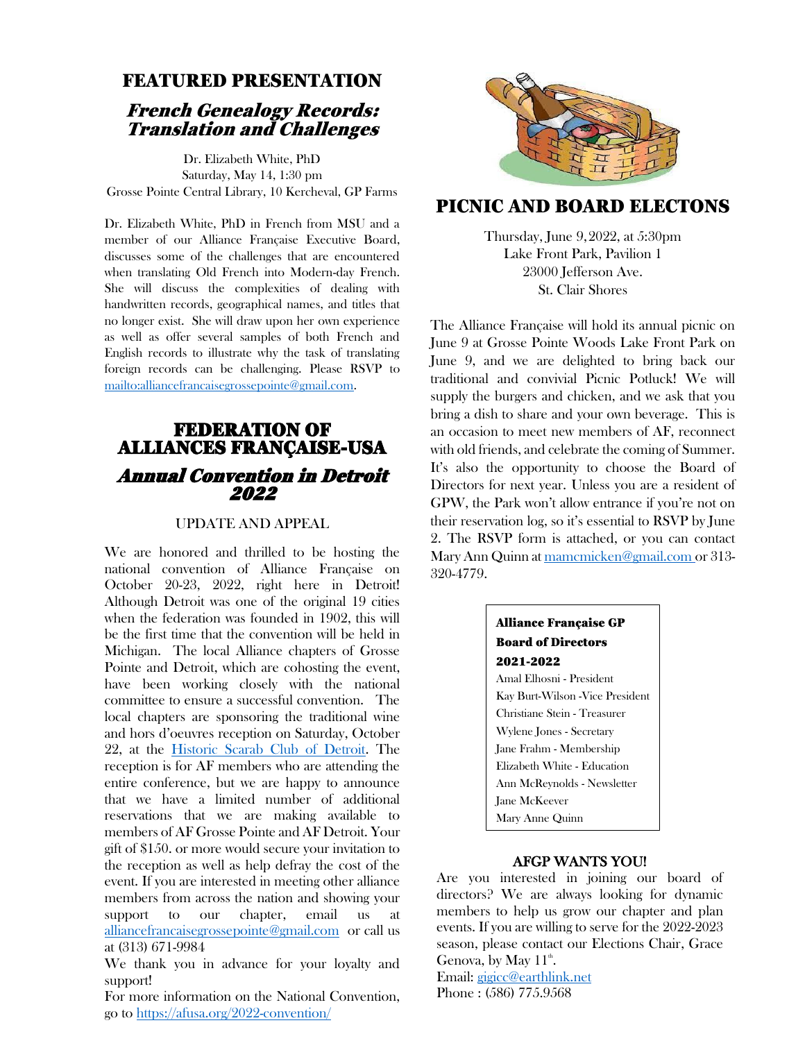## FEATURED PRESENTATION

### *French Genealogy Records: Translation and Challenges*

Dr. Elizabeth White, PhD
Saturday, May 14, 1:30 pm
Grosse Pointe Central Library, 10 Kercheval, GP Farms

Dr. Elizabeth White, PhD in French from MSU and a member of our Alliance Française Executive Board, discusses some of the challenges that are encountered when translating Old French into Modern-day French. She will discuss the complexities of dealing with handwritten records, geographical names, and titles that no longer exist. She will draw upon her own experience as well as offer several samples of both French and English records to illustrate why the task of translating foreign records can be challenging. Please RSVP to mailto:alliancefrancaisegrossepointe@gmail.com.

## FEDERATION OF ALLIANCES FRANÇAISE-USA

### *Annual Convention in Detroit 2022*

UPDATE AND APPEAL

We are honored and thrilled to be hosting the national convention of Alliance Française on October 20-23, 2022, right here in Detroit! Although Detroit was one of the original 19 cities when the federation was founded in 1902, this will be the first time that the convention will be held in Michigan. The local Alliance chapters of Grosse Pointe and Detroit, which are cohosting the event, have been working closely with the national committee to ensure a successful convention. The local chapters are sponsoring the traditional wine and hors d'oeuvres reception on Saturday, October 22, at the Historic Scarab Club of Detroit. The reception is for AF members who are attending the entire conference, but we are happy to announce that we have a limited number of additional reservations that we are making available to members of AF Grosse Pointe and AF Detroit. Your gift of $150. or more would secure your invitation to the reception as well as help defray the cost of the event. If you are interested in meeting other alliance members from across the nation and showing your support to our chapter, email us at alliancefrancaisegrossepointe@gmail.com or call us at (313) 671-9984

We thank you in advance for your loyalty and support!

For more information on the National Convention, go to https://afusa.org/2022-convention/

## PICNIC AND BOARD ELECTONS

Thursday, June 9, 2022, at 5:30pm
Lake Front Park, Pavilion 1
23000 Jefferson Ave.
St. Clair Shores

The Alliance Française will hold its annual picnic on June 9 at Grosse Pointe Woods Lake Front Park on June 9, and we are delighted to bring back our traditional and convivial Picnic Potluck! We will supply the burgers and chicken, and we ask that you bring a dish to share and your own beverage. This is an occasion to meet new members of AF, reconnect with old friends, and celebrate the coming of Summer. It's also the opportunity to choose the Board of Directors for next year. Unless you are a resident of GPW, the Park won't allow entrance if you're not on their reservation log, so it's essential to RSVP by June 2. The RSVP form is attached, or you can contact Mary Ann Quinn at mamcmicken@gmail.com or 313-320-4779.

**Alliance Française GP Board of Directors 2021-2022**

Amal Elhosni - President
Kay Burt-Wilson -Vice President
Christiane Stein - Treasurer
Wylene Jones - Secretary
Jane Frahm - Membership
Elizabeth White - Education
Ann McReynolds - Newsletter
Jane McKeever
Mary Anne Quinn

### AFGP WANTS YOU!

Are you interested in joining our board of directors? We are always looking for dynamic members to help us grow our chapter and plan events. If you are willing to serve for the 2022-2023 season, please contact our Elections Chair, Grace Genova, by May 11th.

Email: gigicc@earthlink.net
Phone : (586) 775.9568